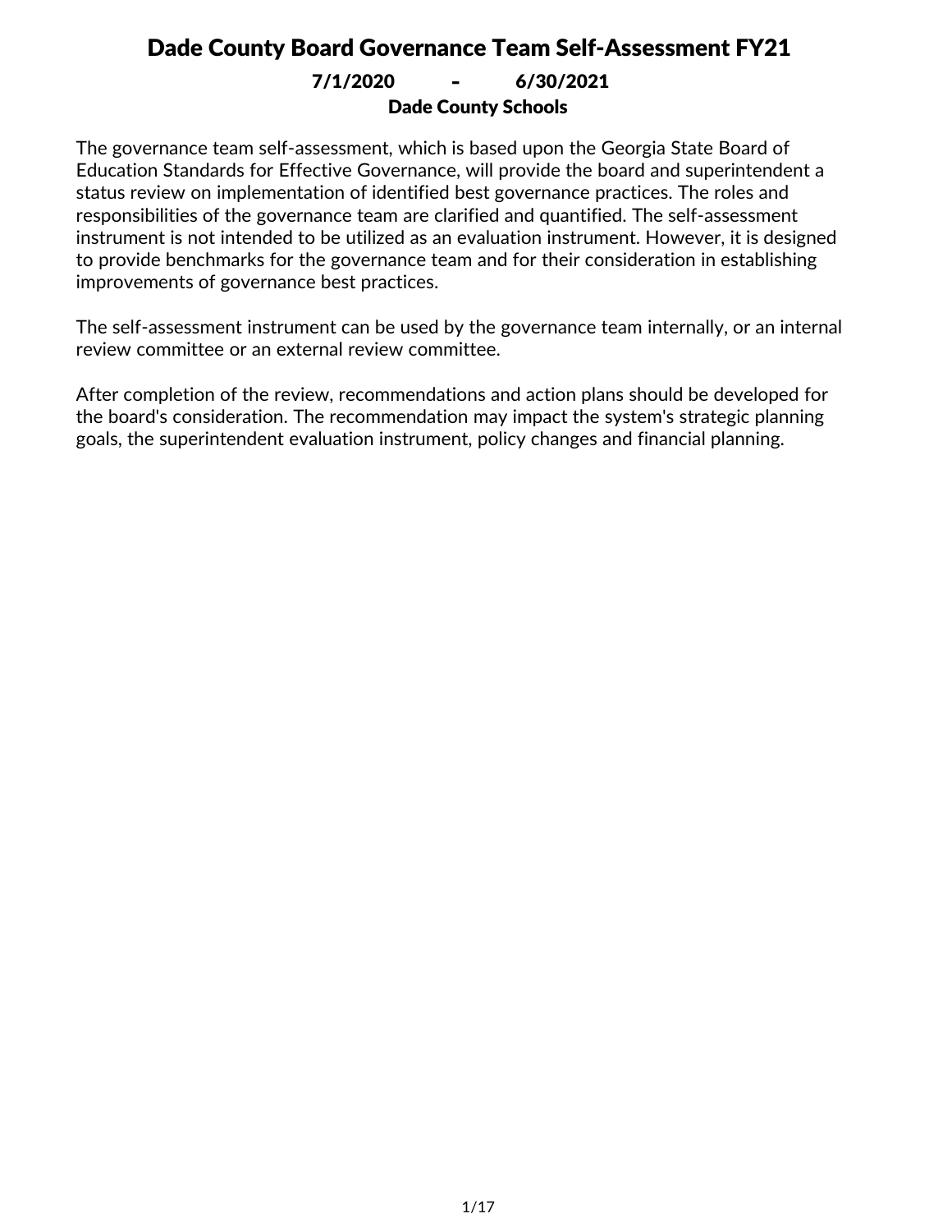# Dade County Board Governance Team Self-Assessment FY21

**7/1/2020 - 6/30/2021**

**Dade County Schools**

The governance team self-assessment, which is based upon the Georgia State Board of Education Standards for Effective Governance, will provide the board and superintendent a status review on implementation of identified best governance practices. The roles and responsibilities of the governance team are clarified and quantified. The self-assessment instrument is not intended to be utilized as an evaluation instrument. However, it is designed to provide benchmarks for the governance team and for their consideration in establishing improvements of governance best practices.

The self-assessment instrument can be used by the governance team internally, or an internal review committee or an external review committee.

After completion of the review, recommendations and action plans should be developed for the board's consideration. The recommendation may impact the system's strategic planning goals, the superintendent evaluation instrument, policy changes and financial planning.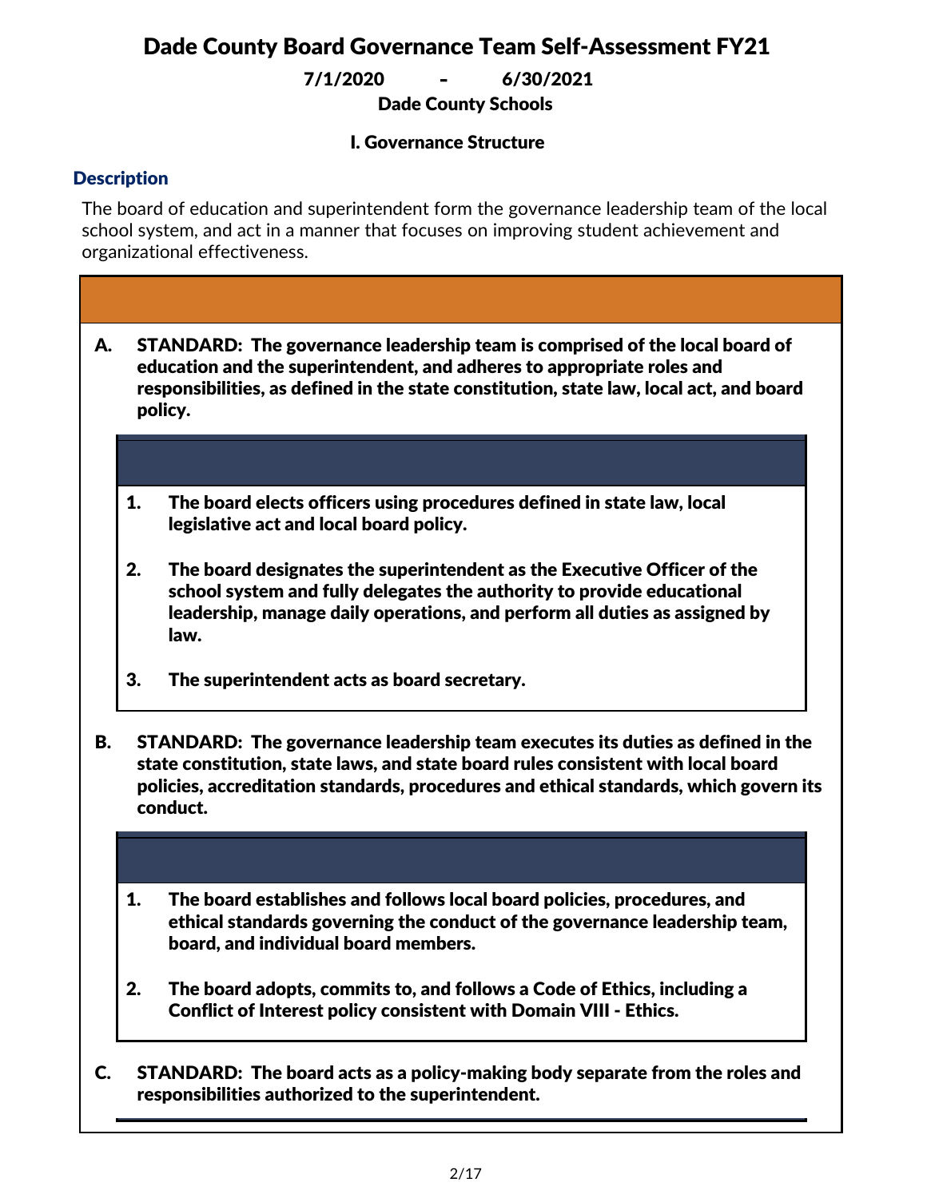# Dade County Board Governance Team Self-Assessment FY21

**7/1/2020 - 6/30/2021**

**Dade County Schools**

## I. Governance Structure

### Description

The board of education and superintendent form the governance leadership team of the local school system, and act in a manner that focuses on improving student achievement and organizational effectiveness.

**A. STANDARD: The governance leadership team is comprised of the local board of education and the superintendent, and adheres to appropriate roles and responsibilities, as defined in the state constitution, state law, local act, and board policy.**

1. **The board elects officers using procedures defined in state law, local legislative act and local board policy.**
2. **The board designates the superintendent as the Executive Officer of the school system and fully delegates the authority to provide educational leadership, manage daily operations, and perform all duties as assigned by law.**
3. **The superintendent acts as board secretary.**

**B. STANDARD: The governance leadership team executes its duties as defined in the state constitution, state laws, and state board rules consistent with local board policies, accreditation standards, procedures and ethical standards, which govern its conduct.**

1. **The board establishes and follows local board policies, procedures, and ethical standards governing the conduct of the governance leadership team, board, and individual board members.**
2. **The board adopts, commits to, and follows a Code of Ethics, including a Conflict of Interest policy consistent with Domain VIII - Ethics.**

**C. STANDARD: The board acts as a policy-making body separate from the roles and responsibilities authorized to the superintendent.**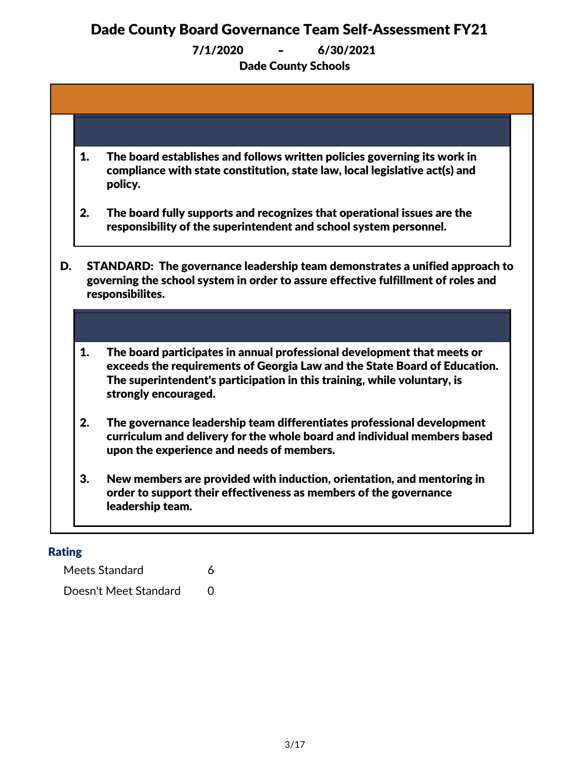# Dade County Board Governance Team Self-Assessment FY21

**7/1/2020 - 6/30/2021**

**Dade County Schools**

1. **The board establishes and follows written policies governing its work in compliance with state constitution, state law, local legislative act(s) and policy.**

2. **The board fully supports and recognizes that operational issues are the responsibility of the superintendent and school system personnel.**

**D. STANDARD: The governance leadership team demonstrates a unified approach to governing the school system in order to assure effective fulfillment of roles and responsibilites.**

1. **The board participates in annual professional development that meets or exceeds the requirements of Georgia Law and the State Board of Education. The superintendent's participation in this training, while voluntary, is strongly encouraged.**

2. **The governance leadership team differentiates professional development curriculum and delivery for the whole board and individual members based upon the experience and needs of members.**

3. **New members are provided with induction, orientation, and mentoring in order to support their effectiveness as members of the governance leadership team.**

### Rating

| | |
|---|---|
| Meets Standard | 6 |
| Doesn't Meet Standard | 0 |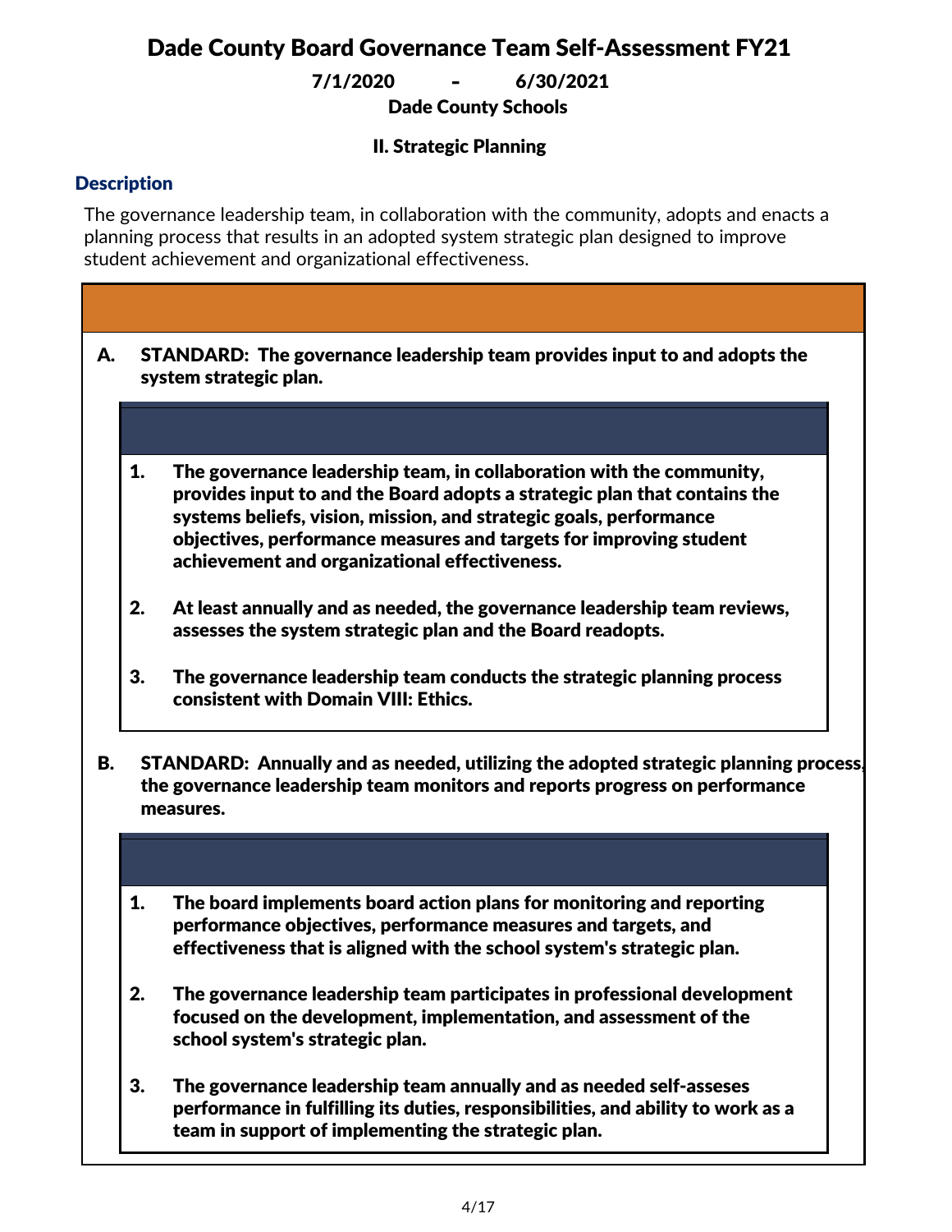# Dade County Board Governance Team Self-Assessment FY21

**7/1/2020 - 6/30/2021**

**Dade County Schools**

## II. Strategic Planning

### Description

The governance leadership team, in collaboration with the community, adopts and enacts a planning process that results in an adopted system strategic plan designed to improve student achievement and organizational effectiveness.

**A. STANDARD: The governance leadership team provides input to and adopts the system strategic plan.**

1. **The governance leadership team, in collaboration with the community, provides input to and the Board adopts a strategic plan that contains the systems beliefs, vision, mission, and strategic goals, performance objectives, performance measures and targets for improving student achievement and organizational effectiveness.**

2. **At least annually and as needed, the governance leadership team reviews, assesses the system strategic plan and the Board readopts.**

3. **The governance leadership team conducts the strategic planning process consistent with Domain VIII: Ethics.**

**B. STANDARD: Annually and as needed, utilizing the adopted strategic planning process, the governance leadership team monitors and reports progress on performance measures.**

1. **The board implements board action plans for monitoring and reporting performance objectives, performance measures and targets, and effectiveness that is aligned with the school system's strategic plan.**

2. **The governance leadership team participates in professional development focused on the development, implementation, and assessment of the school system's strategic plan.**

3. **The governance leadership team annually and as needed self-asseses performance in fulfilling its duties, responsibilities, and ability to work as a team in support of implementing the strategic plan.**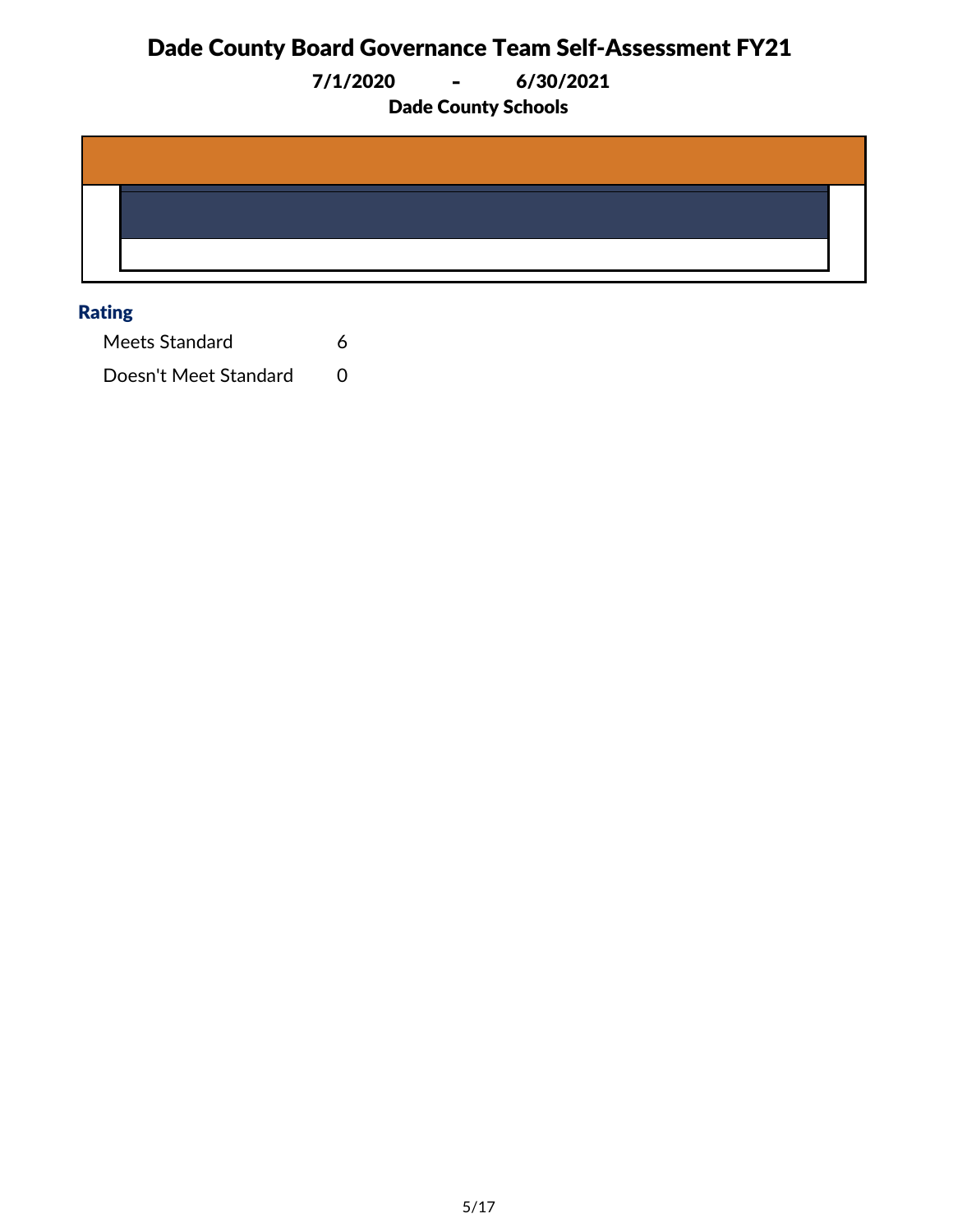# Dade County Board Governance Team Self-Assessment FY21

**7/1/2020 - 6/30/2021**

**Dade County Schools**

### Rating

| | |
|---|---|
| Meets Standard | 6 |
| Doesn't Meet Standard | 0 |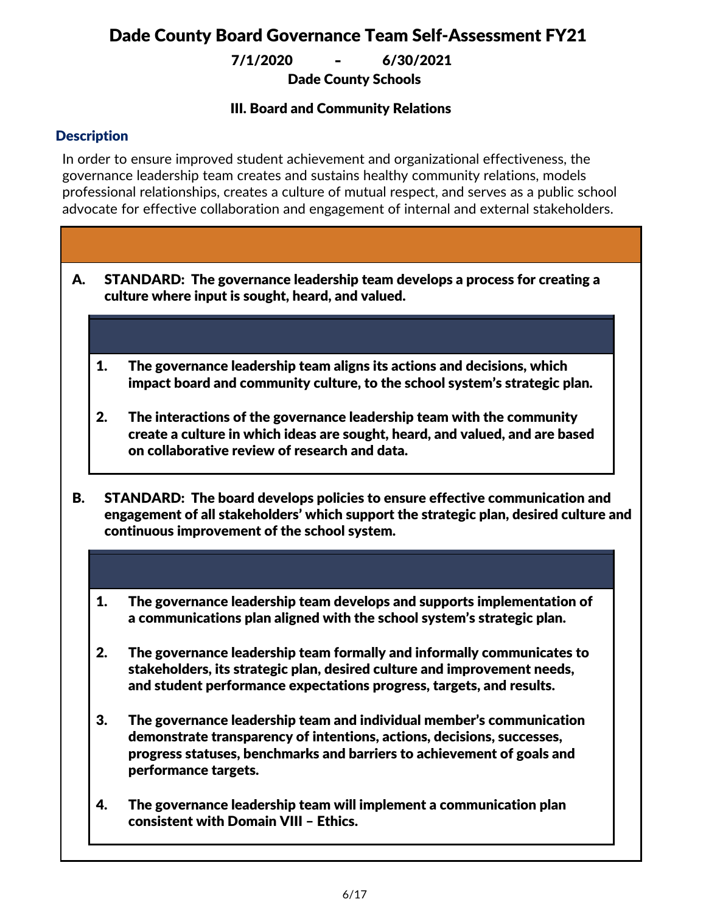# Dade County Board Governance Team Self-Assessment FY21

**7/1/2020 - 6/30/2021**

**Dade County Schools**

### III. Board and Community Relations

## Description

In order to ensure improved student achievement and organizational effectiveness, the governance leadership team creates and sustains healthy community relations, models professional relationships, creates a culture of mutual respect, and serves as a public school advocate for effective collaboration and engagement of internal and external stakeholders.

**A. STANDARD: The governance leadership team develops a process for creating a culture where input is sought, heard, and valued.**

1. **The governance leadership team aligns its actions and decisions, which impact board and community culture, to the school system's strategic plan.**
2. **The interactions of the governance leadership team with the community create a culture in which ideas are sought, heard, and valued, and are based on collaborative review of research and data.**

**B. STANDARD: The board develops policies to ensure effective communication and engagement of all stakeholders' which support the strategic plan, desired culture and continuous improvement of the school system.**

1. **The governance leadership team develops and supports implementation of a communications plan aligned with the school system's strategic plan.**
2. **The governance leadership team formally and informally communicates to stakeholders, its strategic plan, desired culture and improvement needs, and student performance expectations progress, targets, and results.**
3. **The governance leadership team and individual member's communication demonstrate transparency of intentions, actions, decisions, successes, progress statuses, benchmarks and barriers to achievement of goals and performance targets.**
4. **The governance leadership team will implement a communication plan consistent with Domain VIII – Ethics.**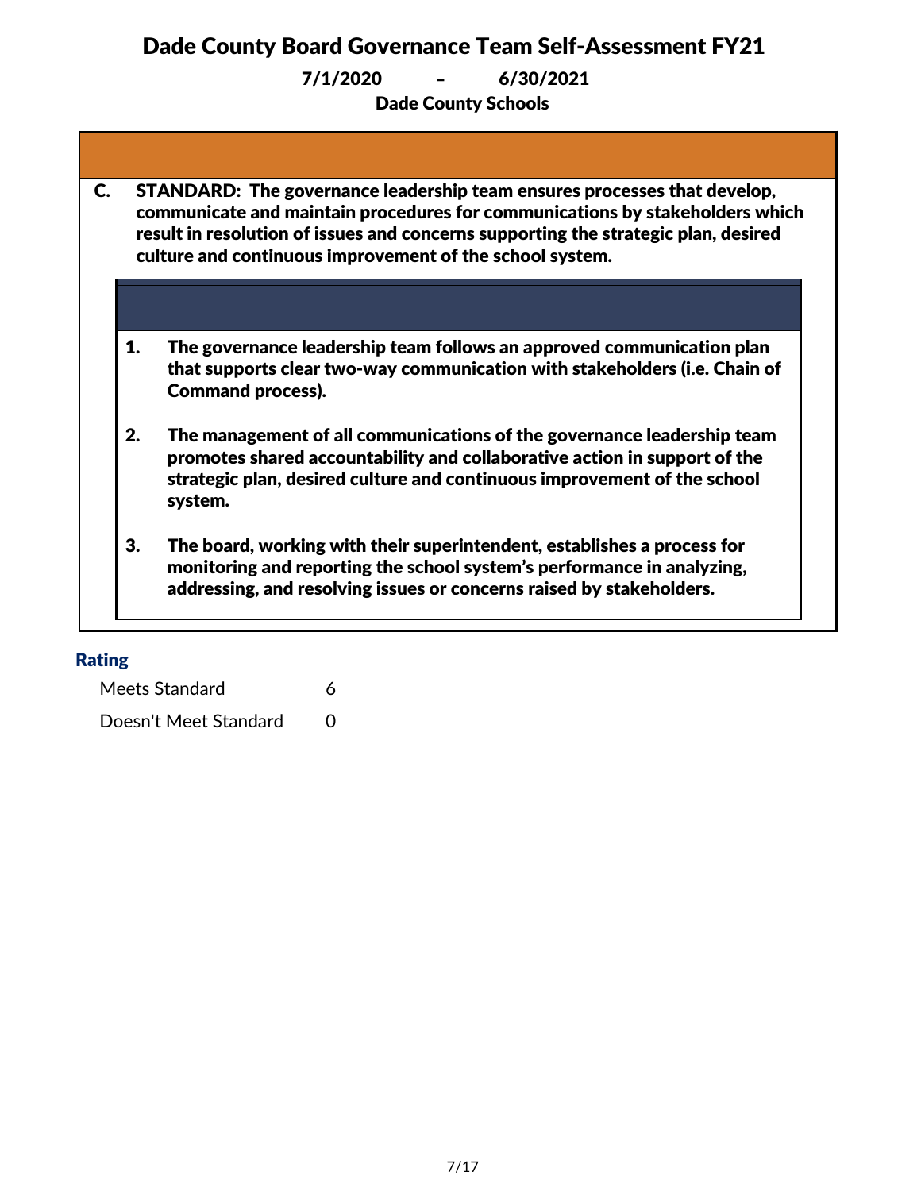# Dade County Board Governance Team Self-Assessment FY21

**7/1/2020 - 6/30/2021**

**Dade County Schools**

**C. STANDARD: The governance leadership team ensures processes that develop, communicate and maintain procedures for communications by stakeholders which result in resolution of issues and concerns supporting the strategic plan, desired culture and continuous improvement of the school system.**

1. **The governance leadership team follows an approved communication plan that supports clear two-way communication with stakeholders (i.e. Chain of Command process).**

2. **The management of all communications of the governance leadership team promotes shared accountability and collaborative action in support of the strategic plan, desired culture and continuous improvement of the school system.**

3. **The board, working with their superintendent, establishes a process for monitoring and reporting the school system's performance in analyzing, addressing, and resolving issues or concerns raised by stakeholders.**

## Rating

| Rating | Count |
|---|---|
| Meets Standard | 6 |
| Doesn't Meet Standard | 0 |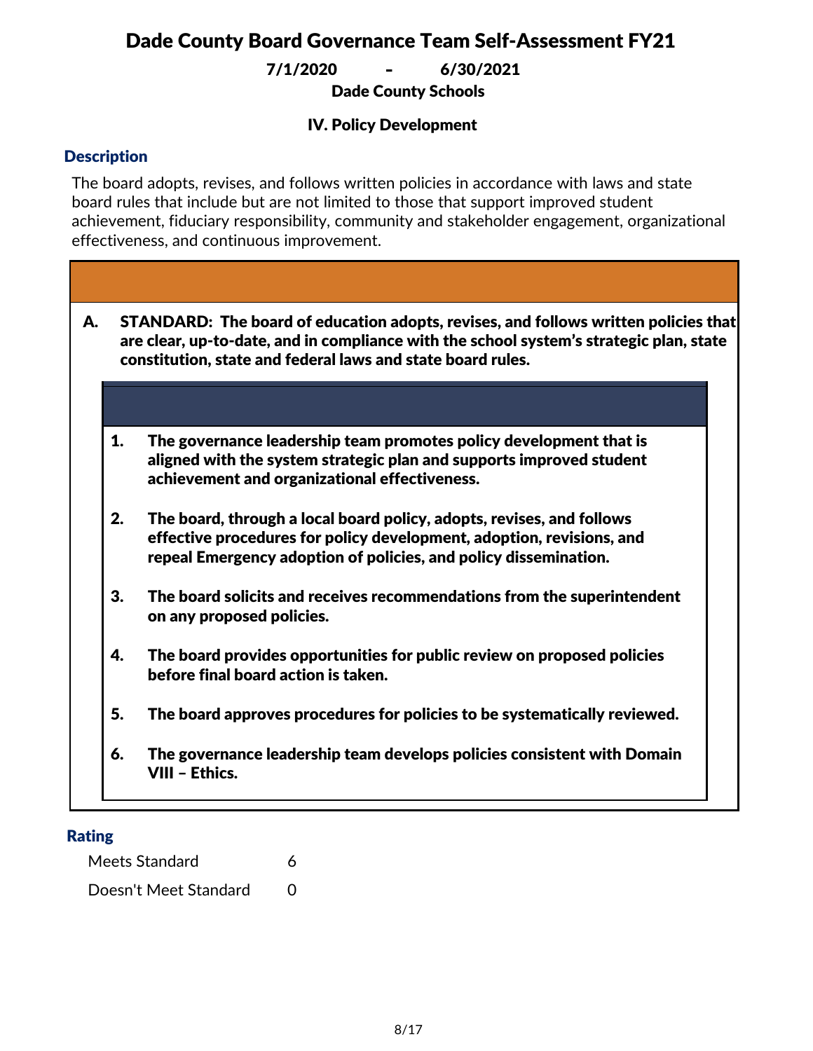# Dade County Board Governance Team Self-Assessment FY21

**7/1/2020 - 6/30/2021**

**Dade County Schools**

## IV. Policy Development

### Description

The board adopts, revises, and follows written policies in accordance with laws and state board rules that include but are not limited to those that support improved student achievement, fiduciary responsibility, community and stakeholder engagement, organizational effectiveness, and continuous improvement.

**A. STANDARD: The board of education adopts, revises, and follows written policies that are clear, up-to-date, and in compliance with the school system's strategic plan, state constitution, state and federal laws and state board rules.**

1. **The governance leadership team promotes policy development that is aligned with the system strategic plan and supports improved student achievement and organizational effectiveness.**
2. **The board, through a local board policy, adopts, revises, and follows effective procedures for policy development, adoption, revisions, and repeal Emergency adoption of policies, and policy dissemination.**
3. **The board solicits and receives recommendations from the superintendent on any proposed policies.**
4. **The board provides opportunities for public review on proposed policies before final board action is taken.**
5. **The board approves procedures for policies to be systematically reviewed.**
6. **The governance leadership team develops policies consistent with Domain VIII – Ethics.**

### Rating

| | |
|---|---|
| Meets Standard | 6 |
| Doesn't Meet Standard | 0 |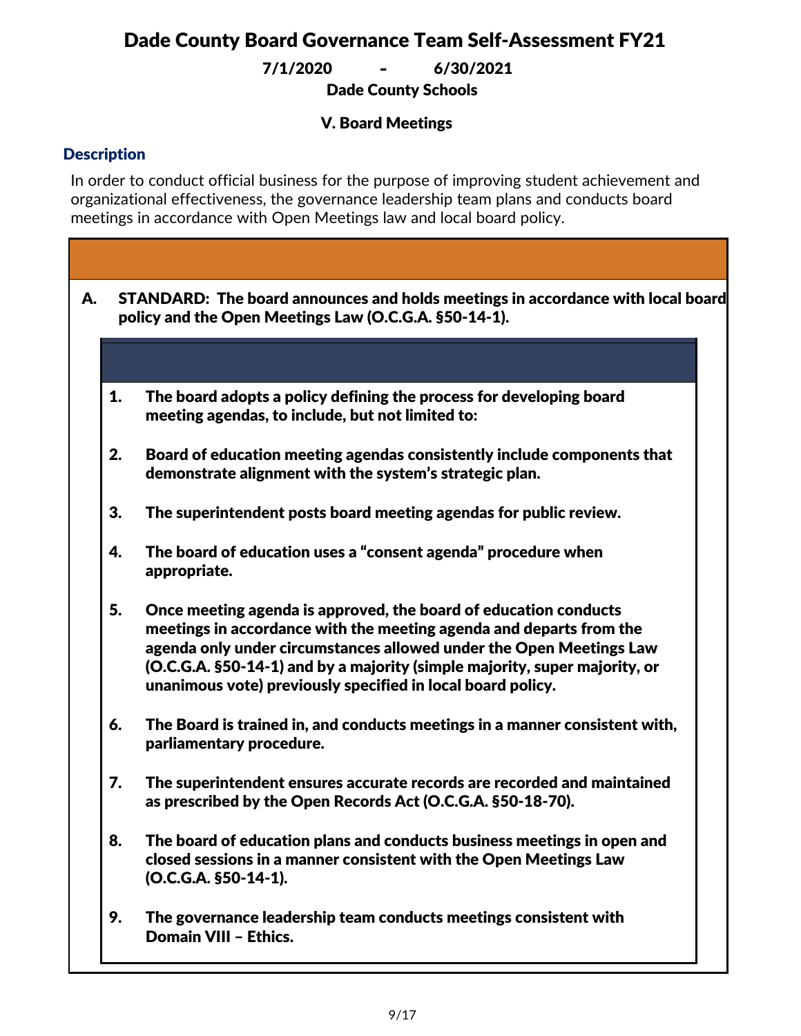# Dade County Board Governance Team Self-Assessment FY21

**7/1/2020 - 6/30/2021**

**Dade County Schools**

## V. Board Meetings

### Description

In order to conduct official business for the purpose of improving student achievement and organizational effectiveness, the governance leadership team plans and conducts board meetings in accordance with Open Meetings law and local board policy.

**A. STANDARD: The board announces and holds meetings in accordance with local board policy and the Open Meetings Law (O.C.G.A. §50-14-1).**

1. **The board adopts a policy defining the process for developing board meeting agendas, to include, but not limited to:**
2. **Board of education meeting agendas consistently include components that demonstrate alignment with the system's strategic plan.**
3. **The superintendent posts board meeting agendas for public review.**
4. **The board of education uses a "consent agenda" procedure when appropriate.**
5. **Once meeting agenda is approved, the board of education conducts meetings in accordance with the meeting agenda and departs from the agenda only under circumstances allowed under the Open Meetings Law (O.C.G.A. §50-14-1) and by a majority (simple majority, super majority, or unanimous vote) previously specified in local board policy.**
6. **The Board is trained in, and conducts meetings in a manner consistent with, parliamentary procedure.**
7. **The superintendent ensures accurate records are recorded and maintained as prescribed by the Open Records Act (O.C.G.A. §50-18-70).**
8. **The board of education plans and conducts business meetings in open and closed sessions in a manner consistent with the Open Meetings Law (O.C.G.A. §50-14-1).**
9. **The governance leadership team conducts meetings consistent with Domain VIII – Ethics.**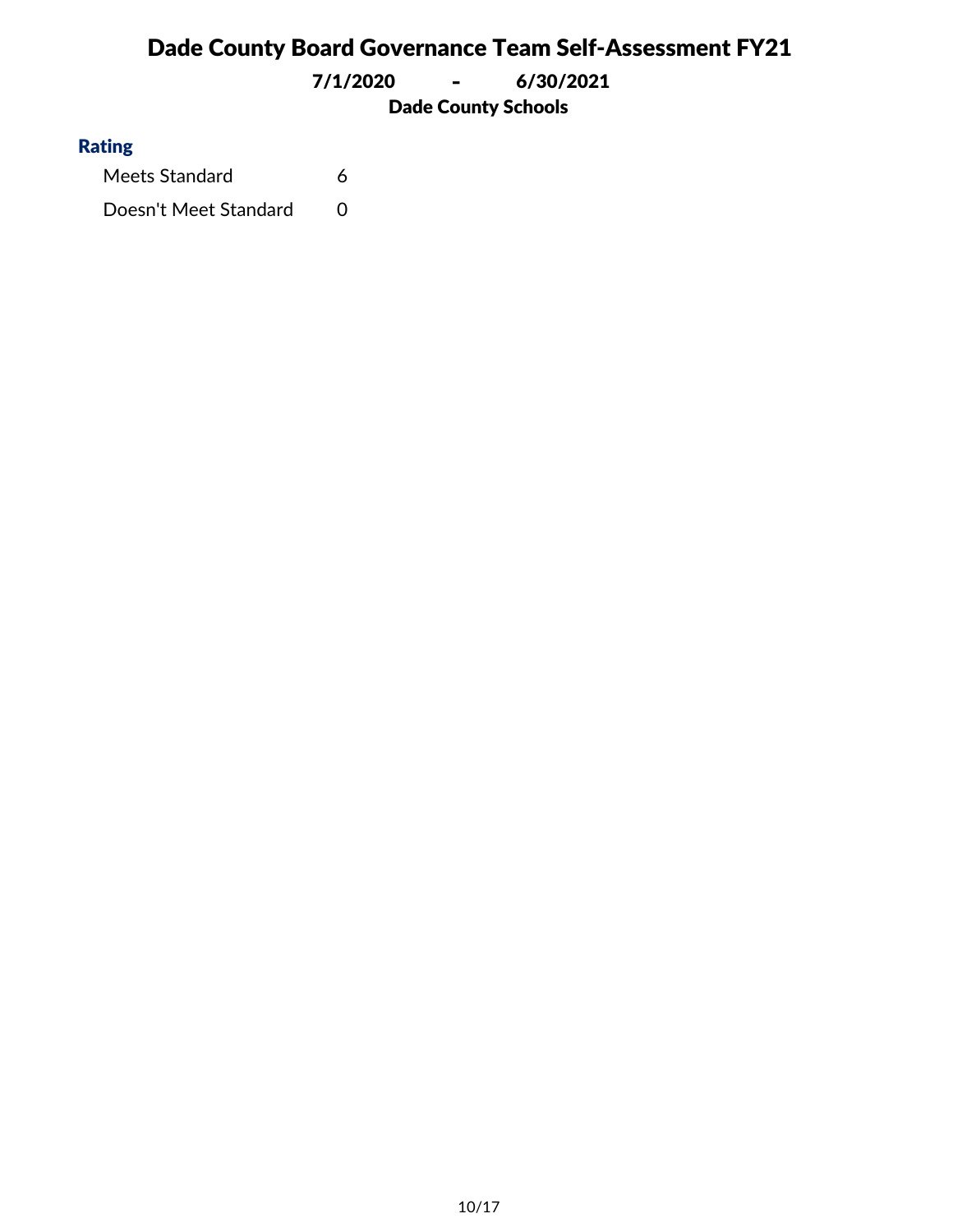# Dade County Board Governance Team Self-Assessment FY21

**7/1/2020 - 6/30/2021**

**Dade County Schools**

### Rating

| | |
|---|---|
| Meets Standard | 6 |
| Doesn't Meet Standard | 0 |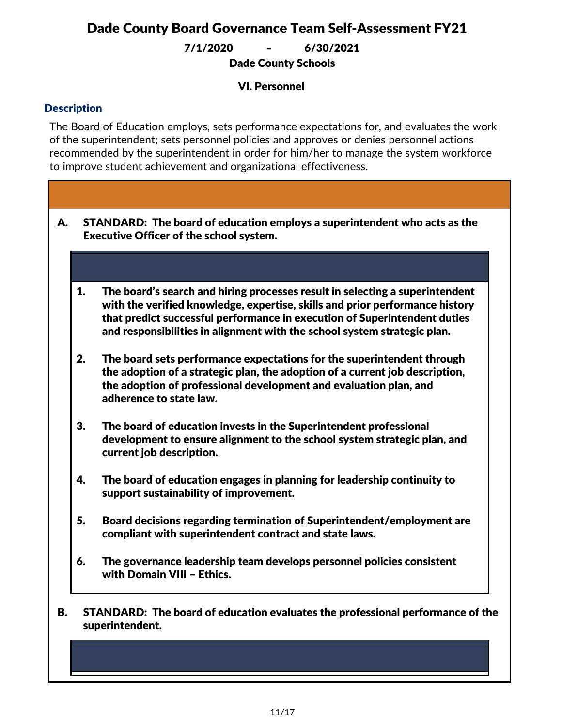# Dade County Board Governance Team Self-Assessment FY21

**7/1/2020 - 6/30/2021**

**Dade County Schools**

## VI. Personnel

### Description

The Board of Education employs, sets performance expectations for, and evaluates the work of the superintendent; sets personnel policies and approves or denies personnel actions recommended by the superintendent in order for him/her to manage the system workforce to improve student achievement and organizational effectiveness.

**A. STANDARD: The board of education employs a superintendent who acts as the Executive Officer of the school system.**

1. **The board's search and hiring processes result in selecting a superintendent with the verified knowledge, expertise, skills and prior performance history that predict successful performance in execution of Superintendent duties and responsibilities in alignment with the school system strategic plan.**
2. **The board sets performance expectations for the superintendent through the adoption of a strategic plan, the adoption of a current job description, the adoption of professional development and evaluation plan, and adherence to state law.**
3. **The board of education invests in the Superintendent professional development to ensure alignment to the school system strategic plan, and current job description.**
4. **The board of education engages in planning for leadership continuity to support sustainability of improvement.**
5. **Board decisions regarding termination of Superintendent/employment are compliant with superintendent contract and state laws.**
6. **The governance leadership team develops personnel policies consistent with Domain VIII – Ethics.**

**B. STANDARD: The board of education evaluates the professional performance of the superintendent.**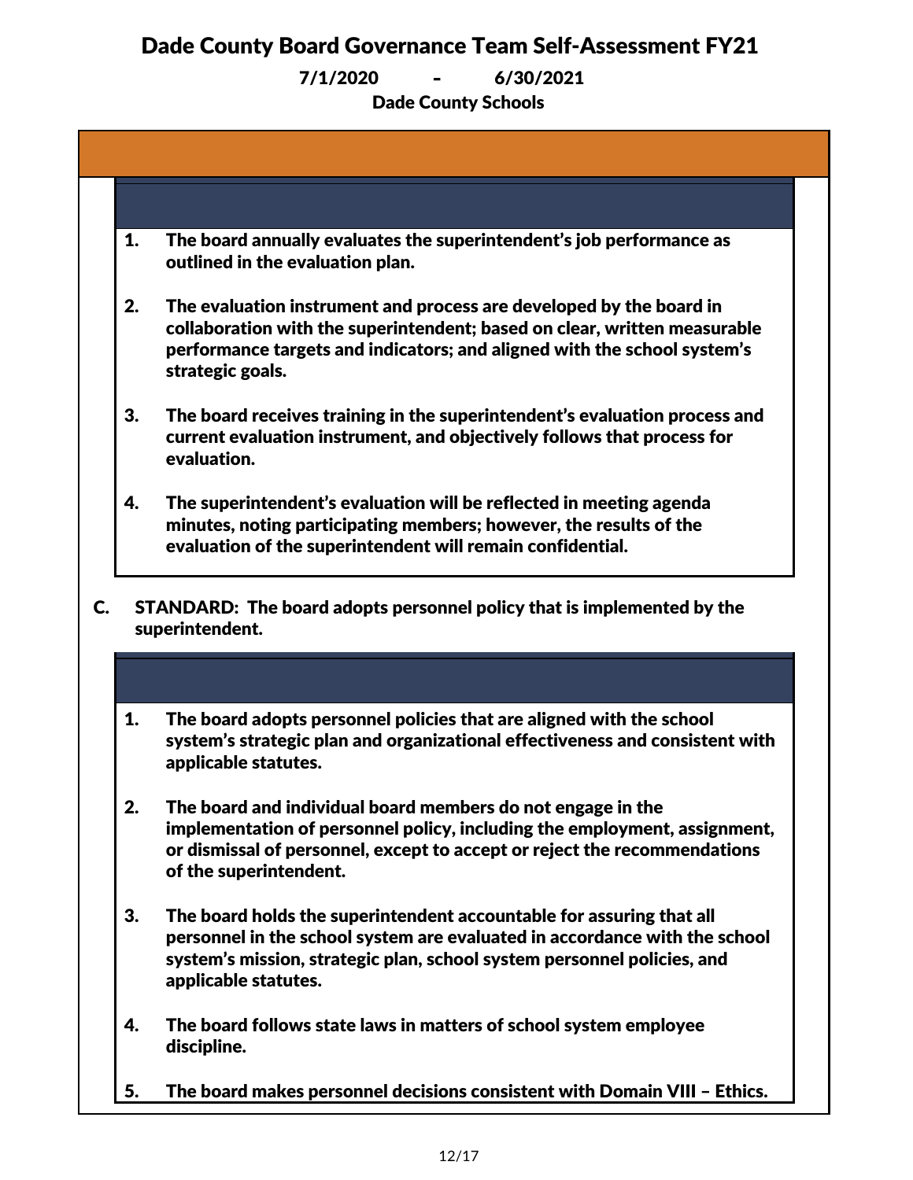# Dade County Board Governance Team Self-Assessment FY21

**7/1/2020 – 6/30/2021**

**Dade County Schools**

1. **The board annually evaluates the superintendent's job performance as outlined in the evaluation plan.**

2. **The evaluation instrument and process are developed by the board in collaboration with the superintendent; based on clear, written measurable performance targets and indicators; and aligned with the school system's strategic goals.**

3. **The board receives training in the superintendent's evaluation process and current evaluation instrument, and objectively follows that process for evaluation.**

4. **The superintendent's evaluation will be reflected in meeting agenda minutes, noting participating members; however, the results of the evaluation of the superintendent will remain confidential.**

**C. STANDARD: The board adopts personnel policy that is implemented by the superintendent.**

1. **The board adopts personnel policies that are aligned with the school system's strategic plan and organizational effectiveness and consistent with applicable statutes.**

2. **The board and individual board members do not engage in the implementation of personnel policy, including the employment, assignment, or dismissal of personnel, except to accept or reject the recommendations of the superintendent.**

3. **The board holds the superintendent accountable for assuring that all personnel in the school system are evaluated in accordance with the school system's mission, strategic plan, school system personnel policies, and applicable statutes.**

4. **The board follows state laws in matters of school system employee discipline.**

5. **The board makes personnel decisions consistent with Domain VIII – Ethics.**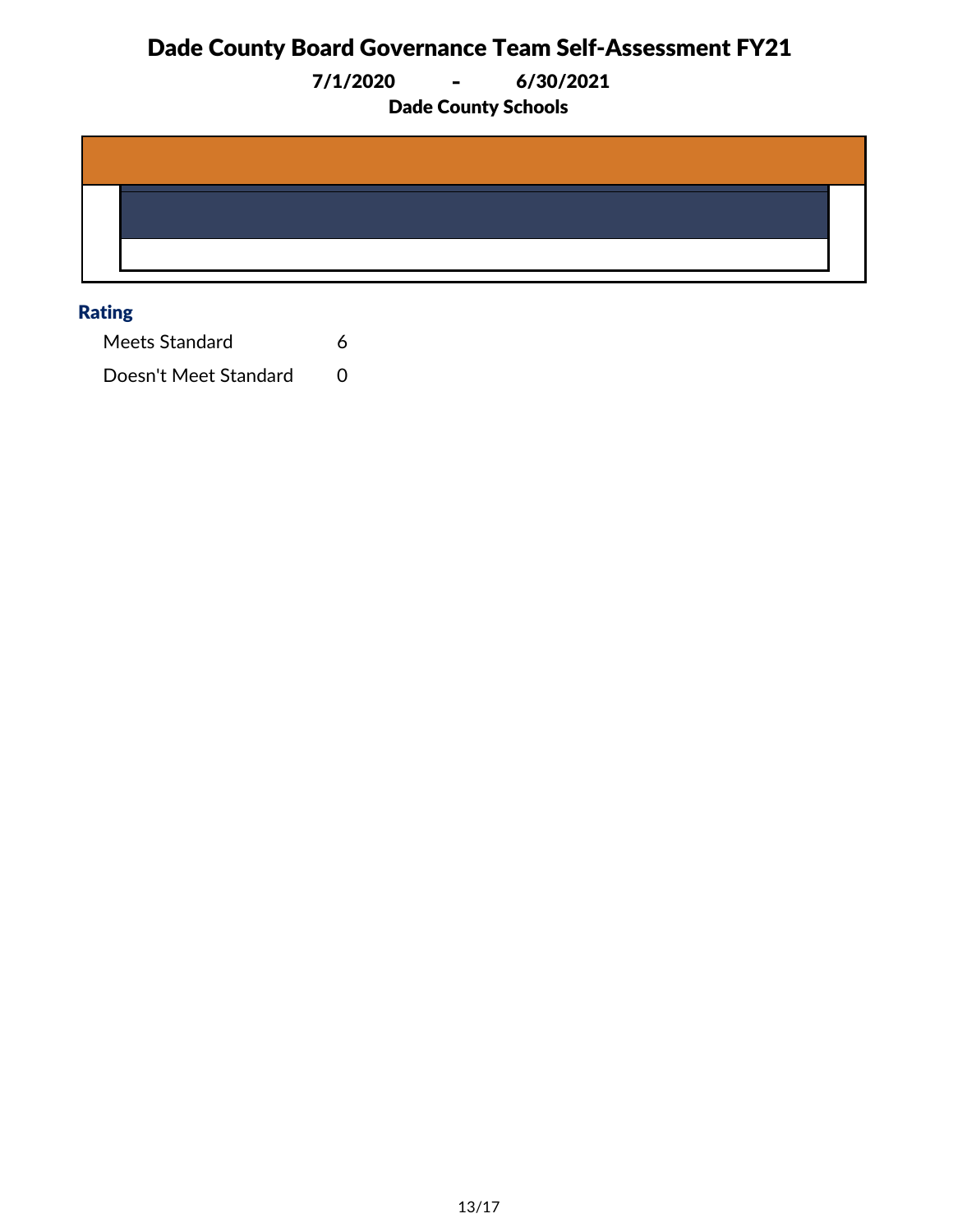# Dade County Board Governance Team Self-Assessment FY21

**7/1/2020 - 6/30/2021**

**Dade County Schools**

### Rating

| | |
|---|---|
| Meets Standard | 6 |
| Doesn't Meet Standard | 0 |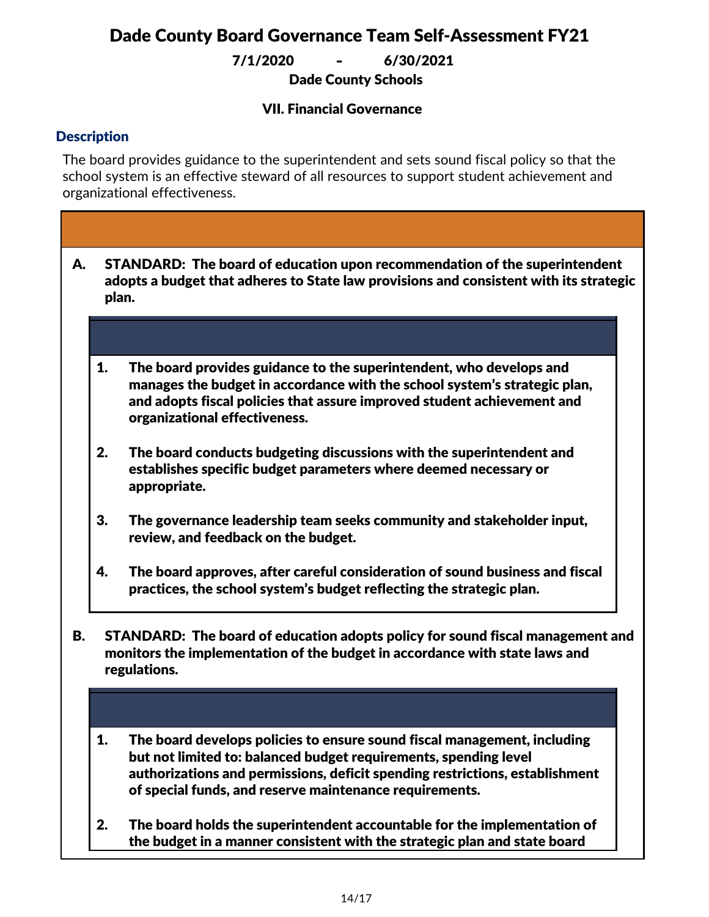# Dade County Board Governance Team Self-Assessment FY21

**7/1/2020 - 6/30/2021**

**Dade County Schools**

## VII. Financial Governance

### Description

The board provides guidance to the superintendent and sets sound fiscal policy so that the school system is an effective steward of all resources to support student achievement and organizational effectiveness.

**A. STANDARD: The board of education upon recommendation of the superintendent adopts a budget that adheres to State law provisions and consistent with its strategic plan.**

1. **The board provides guidance to the superintendent, who develops and manages the budget in accordance with the school system's strategic plan, and adopts fiscal policies that assure improved student achievement and organizational effectiveness.**

2. **The board conducts budgeting discussions with the superintendent and establishes specific budget parameters where deemed necessary or appropriate.**

3. **The governance leadership team seeks community and stakeholder input, review, and feedback on the budget.**

4. **The board approves, after careful consideration of sound business and fiscal practices, the school system's budget reflecting the strategic plan.**

**B. STANDARD: The board of education adopts policy for sound fiscal management and monitors the implementation of the budget in accordance with state laws and regulations.**

1. **The board develops policies to ensure sound fiscal management, including but not limited to: balanced budget requirements, spending level authorizations and permissions, deficit spending restrictions, establishment of special funds, and reserve maintenance requirements.**

2. **The board holds the superintendent accountable for the implementation of the budget in a manner consistent with the strategic plan and state board**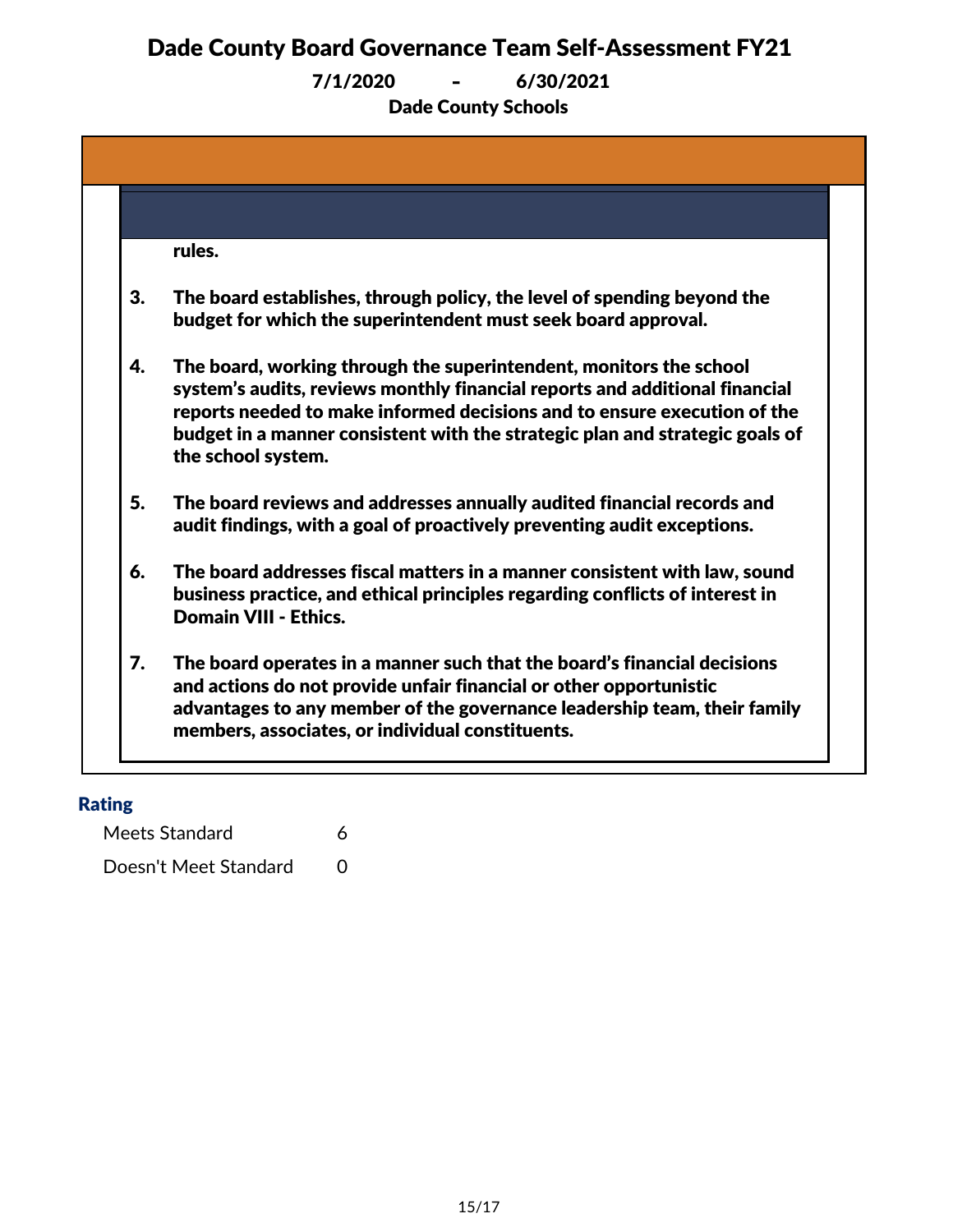# Dade County Board Governance Team Self-Assessment FY21

**7/1/2020 - 6/30/2021**

**Dade County Schools**

**rules.**

3. **The board establishes, through policy, the level of spending beyond the budget for which the superintendent must seek board approval.**

4. **The board, working through the superintendent, monitors the school system's audits, reviews monthly financial reports and additional financial reports needed to make informed decisions and to ensure execution of the budget in a manner consistent with the strategic plan and strategic goals of the school system.**

5. **The board reviews and addresses annually audited financial records and audit findings, with a goal of proactively preventing audit exceptions.**

6. **The board addresses fiscal matters in a manner consistent with law, sound business practice, and ethical principles regarding conflicts of interest in Domain VIII - Ethics.**

7. **The board operates in a manner such that the board's financial decisions and actions do not provide unfair financial or other opportunistic advantages to any member of the governance leadership team, their family members, associates, or individual constituents.**

### Rating

| | |
|---|---|
| Meets Standard | 6 |
| Doesn't Meet Standard | 0 |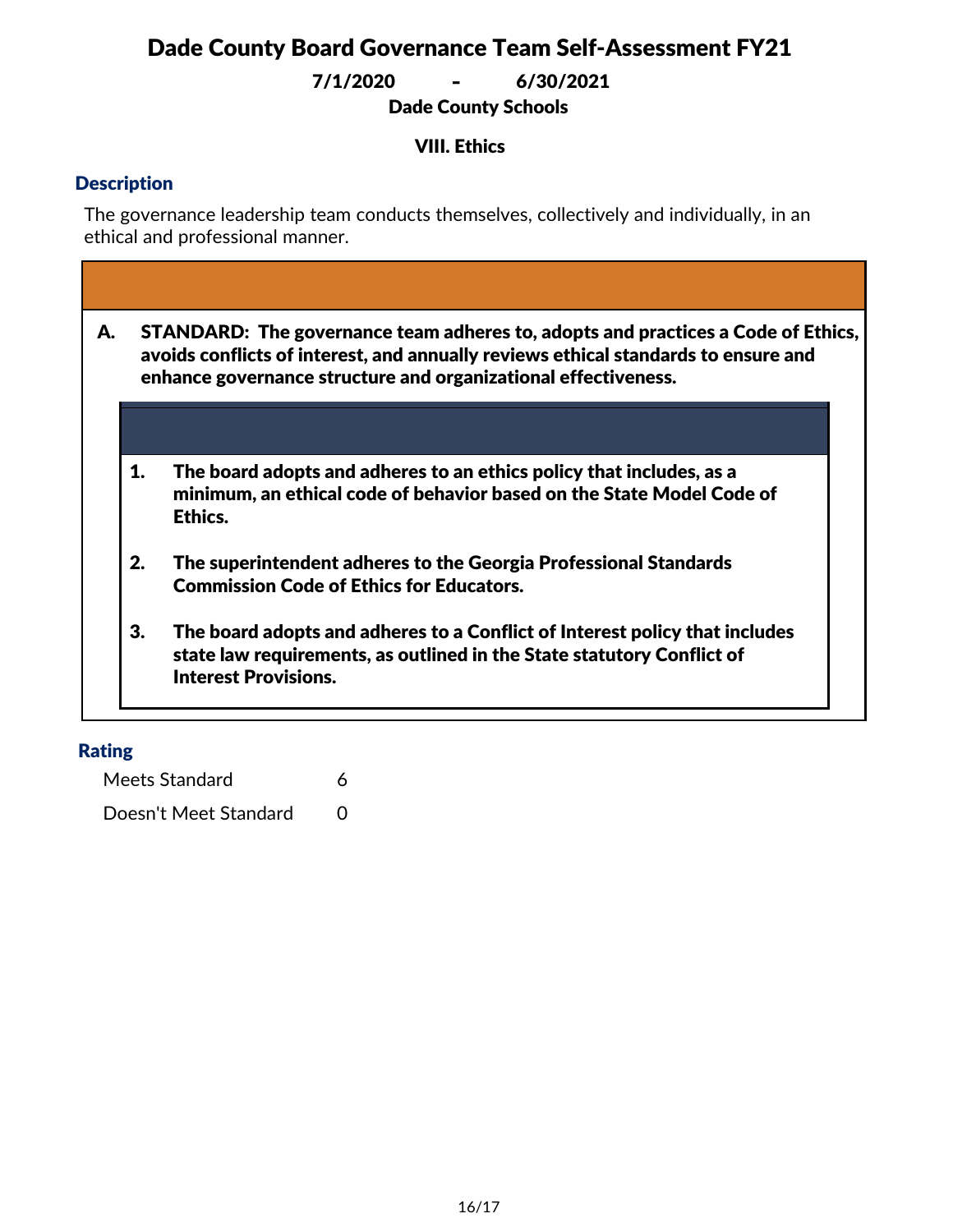# Dade County Board Governance Team Self-Assessment FY21

**7/1/2020 - 6/30/2021**

**Dade County Schools**

## VIII. Ethics

### Description

The governance leadership team conducts themselves, collectively and individually, in an ethical and professional manner.

**A. STANDARD: The governance team adheres to, adopts and practices a Code of Ethics, avoids conflicts of interest, and annually reviews ethical standards to ensure and enhance governance structure and organizational effectiveness.**

1. **The board adopts and adheres to an ethics policy that includes, as a minimum, an ethical code of behavior based on the State Model Code of Ethics.**
2. **The superintendent adheres to the Georgia Professional Standards Commission Code of Ethics for Educators.**
3. **The board adopts and adheres to a Conflict of Interest policy that includes state law requirements, as outlined in the State statutory Conflict of Interest Provisions.**

### Rating

| Rating | Count |
|---|---|
| Meets Standard | 6 |
| Doesn't Meet Standard | 0 |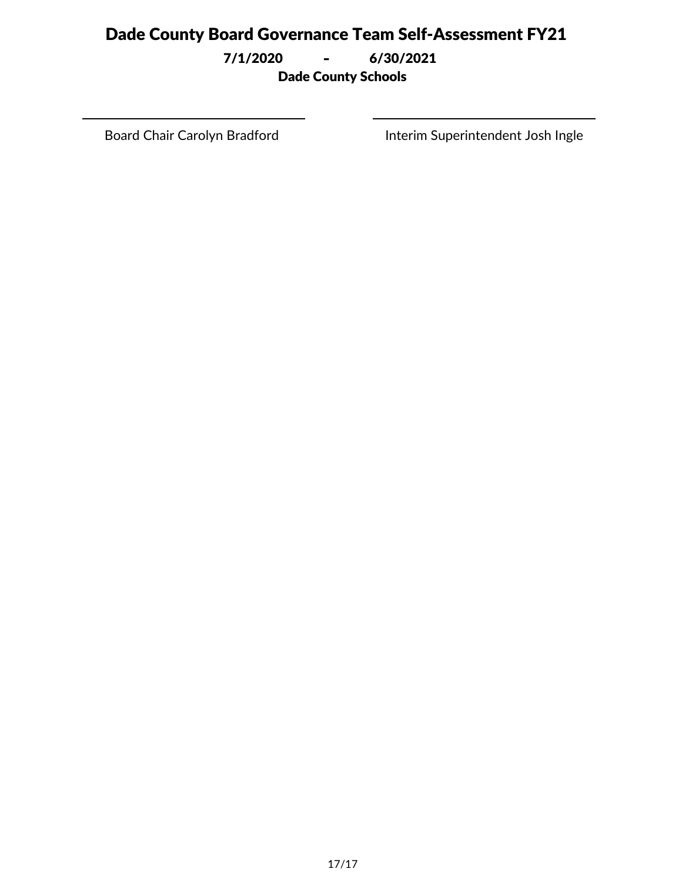# Dade County Board Governance Team Self-Assessment FY21

**7/1/2020 - 6/30/2021**

**Dade County Schools**

\_\_\_\_\_\_\_\_\_\_\_\_\_\_\_\_\_\_\_\_\_\_\_\_\_\_\_\_\_\_\_\_

Board Chair Carolyn Bradford

\_\_\_\_\_\_\_\_\_\_\_\_\_\_\_\_\_\_\_\_\_\_\_\_\_\_\_\_\_\_\_\_

Interim Superintendent Josh Ingle